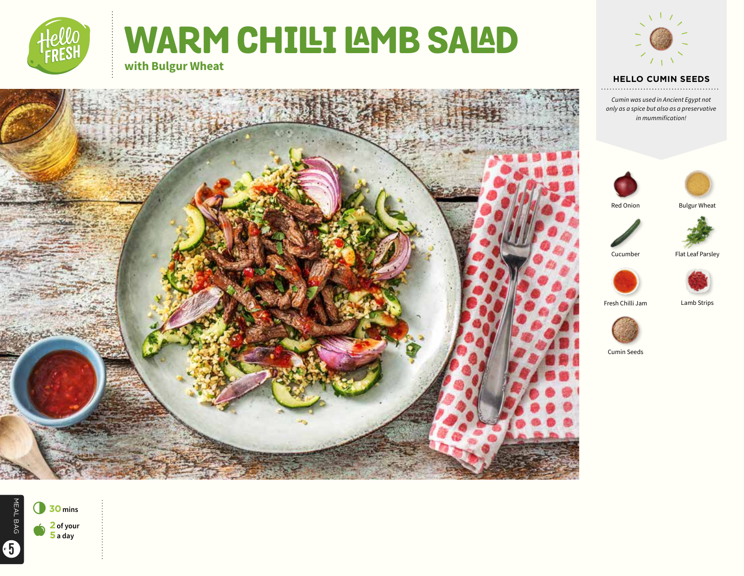# WARM CHILLI LAMB SALAD

**with Bulgur Wheat**

## HELLO CUMIN SEEDS

*Cumin was used in Ancient Egypt not only as a spice but also as a preservative in mummification!*

- Red Onion
- Bulgur Wheat
- Cucumber
- Flat Leaf Parsley
- Fresh Chilli Jam
- Lamb Strips
- Cumin Seeds

**30** mins

**2** of your **5** a day

MEAL BAG **5**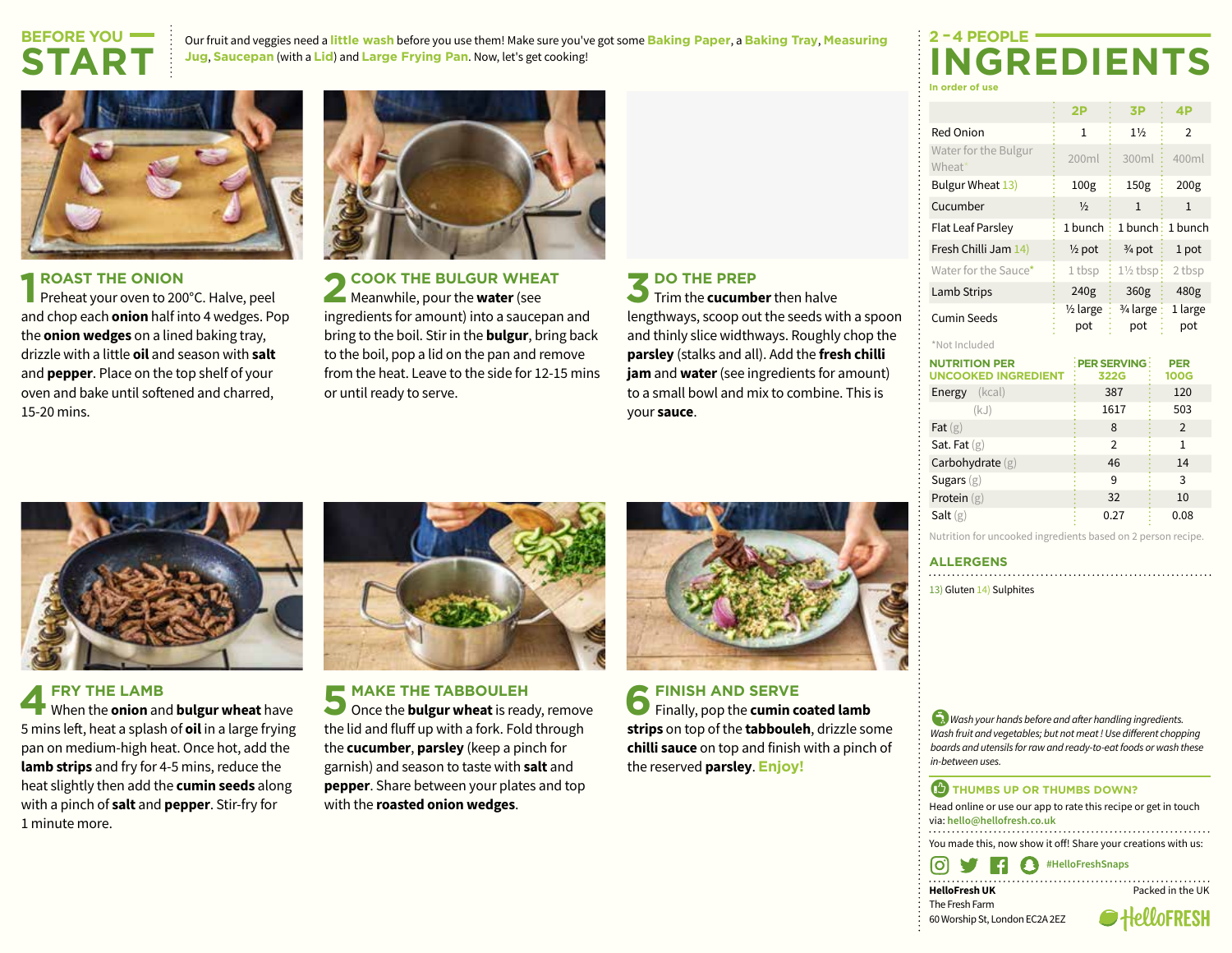## BEFORE YOU START

Our fruit and veggies need a **little wash** before you use them! Make sure you've got some **Baking Paper**, a **Baking Tray**, **Measuring Jug**, **Saucepan** (with a **Lid**) and **Large Frying Pan**. Now, let's get cooking!

### 1 ROAST THE ONION

Preheat your oven to 200°C. Halve, peel and chop each **onion** half into 4 wedges. Pop the **onion wedges** on a lined baking tray, drizzle with a little **oil** and season with **salt** and **pepper**. Place on the top shelf of your oven and bake until softened and charred, 15-20 mins.

### 2 COOK THE BULGUR WHEAT

Meanwhile, pour the **water** (see ingredients for amount) into a saucepan and bring to the boil. Stir in the **bulgur**, bring back to the boil, pop a lid on the pan and remove from the heat. Leave to the side for 12-15 mins or until ready to serve.

### 3 DO THE PREP

Trim the **cucumber** then halve lengthways, scoop out the seeds with a spoon and thinly slice widthways. Roughly chop the **parsley** (stalks and all). Add the **fresh chilli jam** and **water** (see ingredients for amount) to a small bowl and mix to combine. This is your **sauce**.

### 4 FRY THE LAMB

When the **onion** and **bulgur wheat** have 5 mins left, heat a splash of **oil** in a large frying pan on medium-high heat. Once hot, add the **lamb strips** and fry for 4-5 mins, reduce the heat slightly then add the **cumin seeds** along with a pinch of **salt** and **pepper**. Stir-fry for 1 minute more.

### 5 MAKE THE TABBOULEH

Once the **bulgur wheat** is ready, remove the lid and fluff up with a fork. Fold through the **cucumber**, **parsley** (keep a pinch for garnish) and season to taste with **salt** and **pepper**. Share between your plates and top with the **roasted onion wedges**.

### 6 FINISH AND SERVE

Finally, pop the **cumin coated lamb strips** on top of the **tabbouleh**, drizzle some **chilli sauce** on top and finish with a pinch of the reserved **parsley**. **Enjoy!**

## 2 - 4 PEOPLE INGREDIENTS

In order of use

| | 2P | 3P | 4P |
|---|---|---|---|
| Red Onion | 1 | 1½ | 2 |
| Water for the Bulgur Wheat* | 200ml | 300ml | 400ml |
| Bulgur Wheat 13) | 100g | 150g | 200g |
| Cucumber | ½ | 1 | 1 |
| Flat Leaf Parsley | 1 bunch | 1 bunch | 1 bunch |
| Fresh Chilli Jam 14) | ½ pot | ¾ pot | 1 pot |
| Water for the Sauce* | 1 tbsp | 1½ tbsp | 2 tbsp |
| Lamb Strips | 240g | 360g | 480g |
| Cumin Seeds | ½ large pot | ¾ large pot | 1 large pot |

*Not Included

| NUTRITION PER UNCOOKED INGREDIENT | PER SERVING 322G | PER 100G |
|---|---|---|
| Energy (kcal) | 387 | 120 |
| (kJ) | 1617 | 503 |
| Fat (g) | 8 | 2 |
| Sat. Fat (g) | 2 | 1 |
| Carbohydrate (g) | 46 | 14 |
| Sugars (g) | 9 | 3 |
| Protein (g) | 32 | 10 |
| Salt (g) | 0.27 | 0.08 |

Nutrition for uncooked ingredients based on 2 person recipe.

### ALLERGENS

13) Gluten 14) Sulphites

*Wash your hands before and after handling ingredients. Wash fruit and vegetables; but not meat ! Use different chopping boards and utensils for raw and ready-to-eat foods or wash these in-between uses.*

### THUMBS UP OR THUMBS DOWN?

Head online or use our app to rate this recipe or get in touch via: hello@hellofresh.co.uk

You made this, now show it off! Share your creations with us: #HelloFreshSnaps

**HelloFresh UK**
The Fresh Farm
60 Worship St, London EC2A 2EZ

Packed in the UK

HelloFRESH